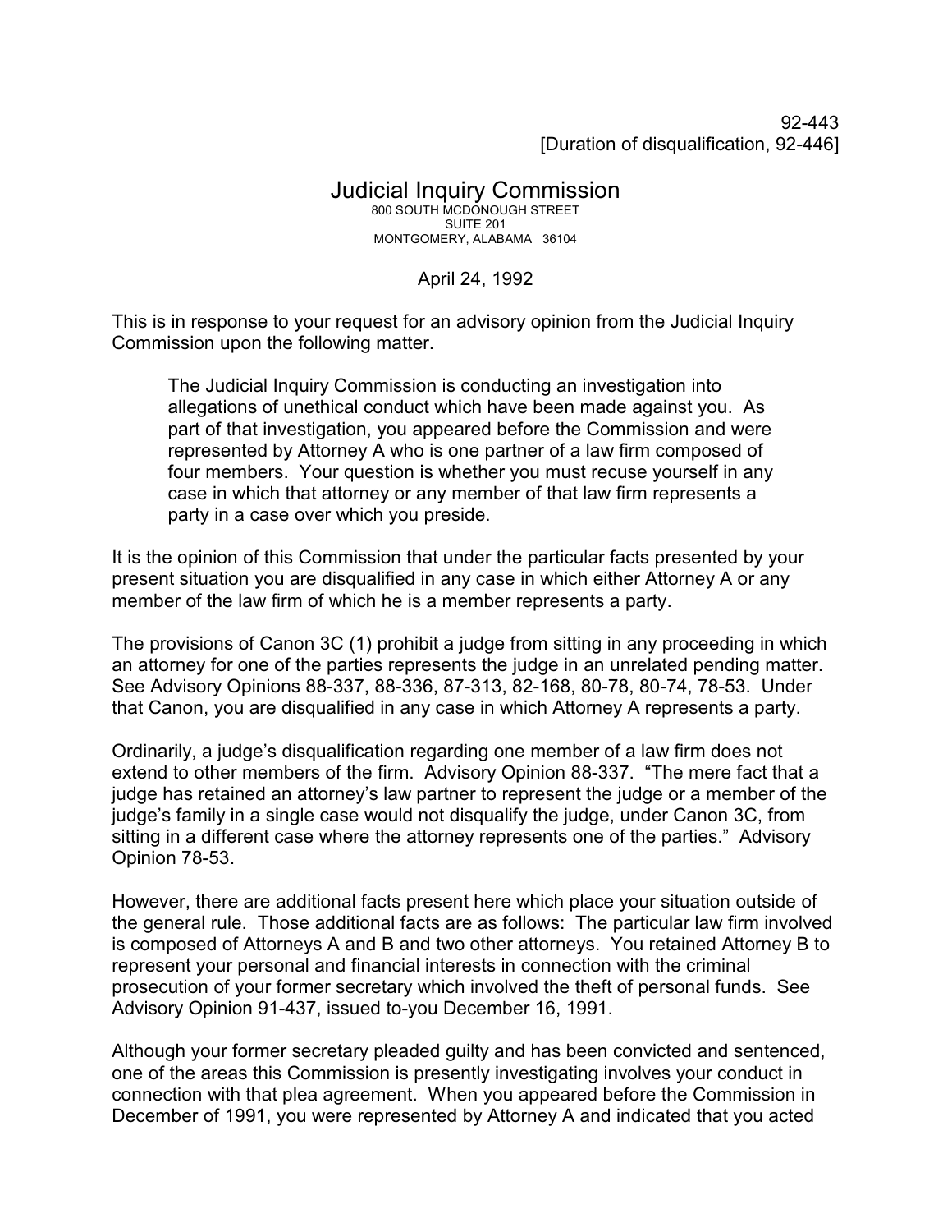92-443
[Duration of disqualification, 92-446]

# Judicial Inquiry Commission

800 SOUTH MCDONOUGH STREET
SUITE 201
MONTGOMERY, ALABAMA 36104

April 24, 1992

This is in response to your request for an advisory opinion from the Judicial Inquiry Commission upon the following matter.

> The Judicial Inquiry Commission is conducting an investigation into allegations of unethical conduct which have been made against you. As part of that investigation, you appeared before the Commission and were represented by Attorney A who is one partner of a law firm composed of four members. Your question is whether you must recuse yourself in any case in which that attorney or any member of that law firm represents a party in a case over which you preside.

It is the opinion of this Commission that under the particular facts presented by your present situation you are disqualified in any case in which either Attorney A or any member of the law firm of which he is a member represents a party.

The provisions of Canon 3C (1) prohibit a judge from sitting in any proceeding in which an attorney for one of the parties represents the judge in an unrelated pending matter. See Advisory Opinions 88-337, 88-336, 87-313, 82-168, 80-78, 80-74, 78-53. Under that Canon, you are disqualified in any case in which Attorney A represents a party.

Ordinarily, a judge's disqualification regarding one member of a law firm does not extend to other members of the firm. Advisory Opinion 88-337. "The mere fact that a judge has retained an attorney's law partner to represent the judge or a member of the judge's family in a single case would not disqualify the judge, under Canon 3C, from sitting in a different case where the attorney represents one of the parties." Advisory Opinion 78-53.

However, there are additional facts present here which place your situation outside of the general rule. Those additional facts are as follows: The particular law firm involved is composed of Attorneys A and B and two other attorneys. You retained Attorney B to represent your personal and financial interests in connection with the criminal prosecution of your former secretary which involved the theft of personal funds. See Advisory Opinion 91-437, issued to-you December 16, 1991.

Although your former secretary pleaded guilty and has been convicted and sentenced, one of the areas this Commission is presently investigating involves your conduct in connection with that plea agreement. When you appeared before the Commission in December of 1991, you were represented by Attorney A and indicated that you acted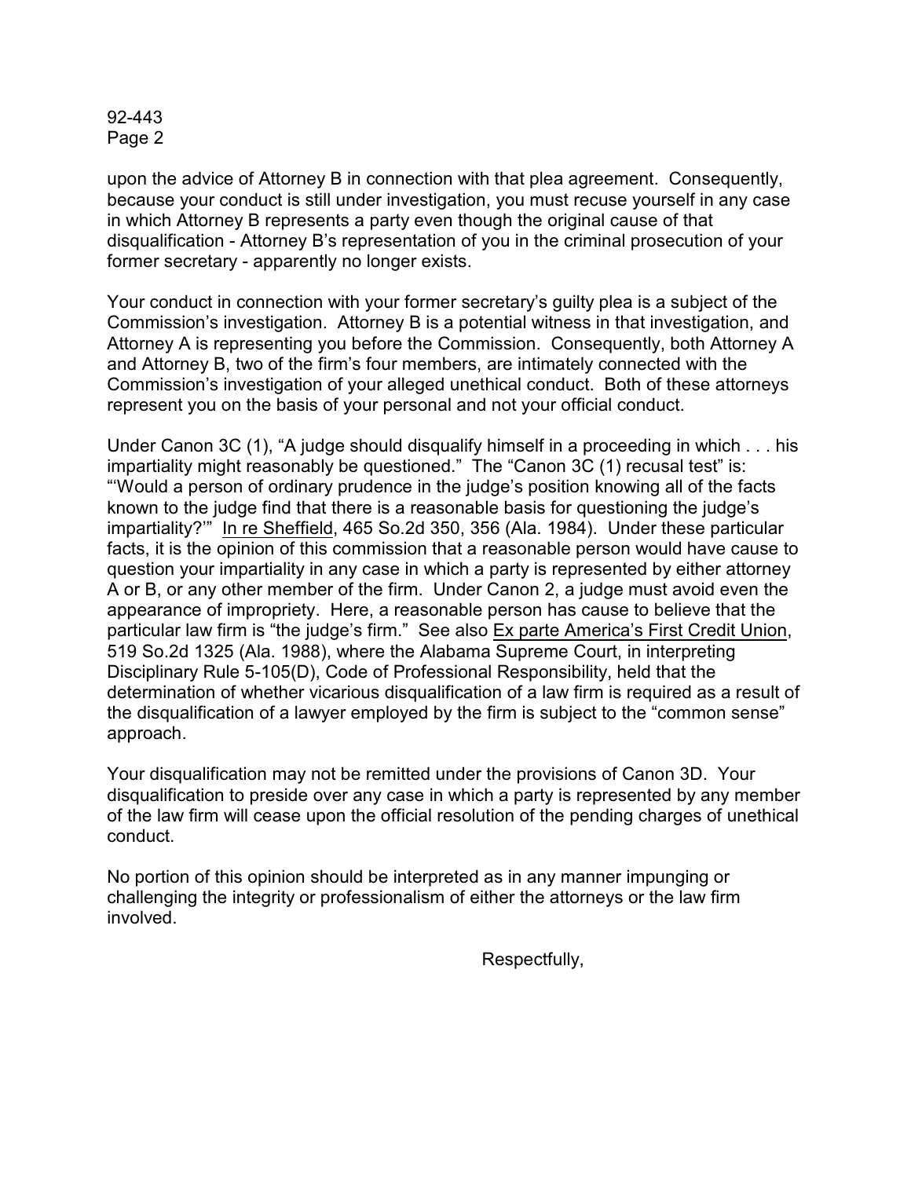upon the advice of Attorney B in connection with that plea agreement. Consequently, because your conduct is still under investigation, you must recuse yourself in any case in which Attorney B represents a party even though the original cause of that disqualification - Attorney B's representation of you in the criminal prosecution of your former secretary - apparently no longer exists.

Your conduct in connection with your former secretary's guilty plea is a subject of the Commission's investigation. Attorney B is a potential witness in that investigation, and Attorney A is representing you before the Commission. Consequently, both Attorney A and Attorney B, two of the firm's four members, are intimately connected with the Commission's investigation of your alleged unethical conduct. Both of these attorneys represent you on the basis of your personal and not your official conduct.

Under Canon 3C (1), "A judge should disqualify himself in a proceeding in which . . . his impartiality might reasonably be questioned." The "Canon 3C (1) recusal test" is: "'Would a person of ordinary prudence in the judge's position knowing all of the facts known to the judge find that there is a reasonable basis for questioning the judge's impartiality?'" <u>In re Sheffield</u>, 465 So.2d 350, 356 (Ala. 1984). Under these particular facts, it is the opinion of this commission that a reasonable person would have cause to question your impartiality in any case in which a party is represented by either attorney A or B, or any other member of the firm. Under Canon 2, a judge must avoid even the appearance of impropriety. Here, a reasonable person has cause to believe that the particular law firm is "the judge's firm." See also <u>Ex parte America's First Credit Union</u>, 519 So.2d 1325 (Ala. 1988), where the Alabama Supreme Court, in interpreting Disciplinary Rule 5-105(D), Code of Professional Responsibility, held that the determination of whether vicarious disqualification of a law firm is required as a result of the disqualification of a lawyer employed by the firm is subject to the "common sense" approach.

Your disqualification may not be remitted under the provisions of Canon 3D. Your disqualification to preside over any case in which a party is represented by any member of the law firm will cease upon the official resolution of the pending charges of unethical conduct.

No portion of this opinion should be interpreted as in any manner impugning or challenging the integrity or professionalism of either the attorneys or the law firm involved.

Respectfully,